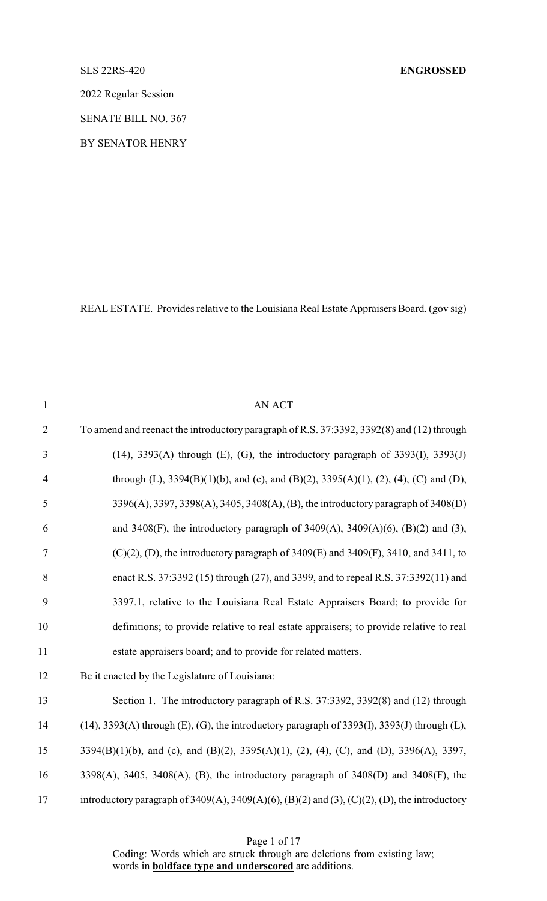SLS 22RS-420 **ENGROSSED**

2022 Regular Session

SENATE BILL NO. 367

BY SENATOR HENRY

REAL ESTATE. Provides relative to the Louisiana Real Estate Appraisers Board. (gov sig)

AN ACT

To amend and reenact the introductory paragraph of R.S. 37:3392, 3392(8) and (12) through (14), 3393(A) through (E), (G), the introductory paragraph of 3393(I), 3393(J) through (L), 3394(B)(1)(b), and (c), and (B)(2), 3395(A)(1), (2), (4), (C) and (D), 3396(A), 3397, 3398(A), 3405, 3408(A), (B), the introductory paragraph of 3408(D) and 3408(F), the introductory paragraph of 3409(A), 3409(A)(6), (B)(2) and (3), (C)(2), (D), the introductory paragraph of 3409(E) and 3409(F), 3410, and 3411, to enact R.S. 37:3392 (15) through (27), and 3399, and to repeal R.S. 37:3392(11) and 3397.1, relative to the Louisiana Real Estate Appraisers Board; to provide for definitions; to provide relative to real estate appraisers; to provide relative to real estate appraisers board; and to provide for related matters.

Be it enacted by the Legislature of Louisiana:

Section 1. The introductory paragraph of R.S. 37:3392, 3392(8) and (12) through (14), 3393(A) through (E), (G), the introductory paragraph of 3393(I), 3393(J) through (L), 3394(B)(1)(b), and (c), and (B)(2), 3395(A)(1), (2), (4), (C), and (D), 3396(A), 3397, 3398(A), 3405, 3408(A), (B), the introductory paragraph of 3408(D) and 3408(F), the introductory paragraph of 3409(A), 3409(A)(6), (B)(2) and (3), (C)(2), (D), the introductory

Coding: Words which are ~~struck through~~ are deletions from existing law; words in **boldface type and underscored** are additions.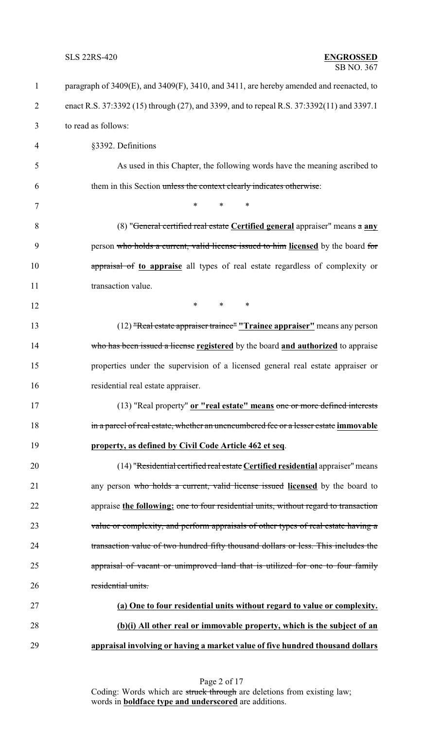paragraph of 3409(E), and 3409(F), 3410, and 3411, are hereby amended and reenacted, to enact R.S. 37:3392 (15) through (27), and 3399, and to repeal R.S. 37:3392(11) and 3397.1 to read as follows:

§3392. Definitions

As used in this Chapter, the following words have the meaning ascribed to them in this Section ~~unless the context clearly indicates otherwise~~:

\* \* \*

(8) "~~General certified real estate~~ **Certified general** appraiser" means ~~a~~ **any** person ~~who holds a current, valid license issued to him~~ **licensed** by the board ~~for appraisal of~~ **to appraise** all types of real estate regardless of complexity or transaction value.

\* \* \*

(12) ~~"Real estate appraiser trainee"~~ **"Trainee appraiser"** means any person ~~who has been issued a license~~ **registered** by the board **and authorized** to appraise properties under the supervision of a licensed general real estate appraiser or residential real estate appraiser.

(13) "Real property" **or "real estate" means** ~~one or more defined interests in a parcel of real estate, whether an unencumbered fee or a lesser estate~~ **immovable property, as defined by Civil Code Article 462 et seq**.

(14) "~~Residential certified real estate~~ **Certified residential** appraiser" means any person ~~who holds a current, valid license issued~~ **licensed** by the board to appraise **the following:** ~~one to four residential units, without regard to transaction value or complexity, and perform appraisals of other types of real estate having a transaction value of two hundred fifty thousand dollars or less. This includes the appraisal of vacant or unimproved land that is utilized for one to four family residential units.~~

**(a) One to four residential units without regard to value or complexity.**

**(b)(i) All other real or immovable property, which is the subject of an appraisal involving or having a market value of five hundred thousand dollars**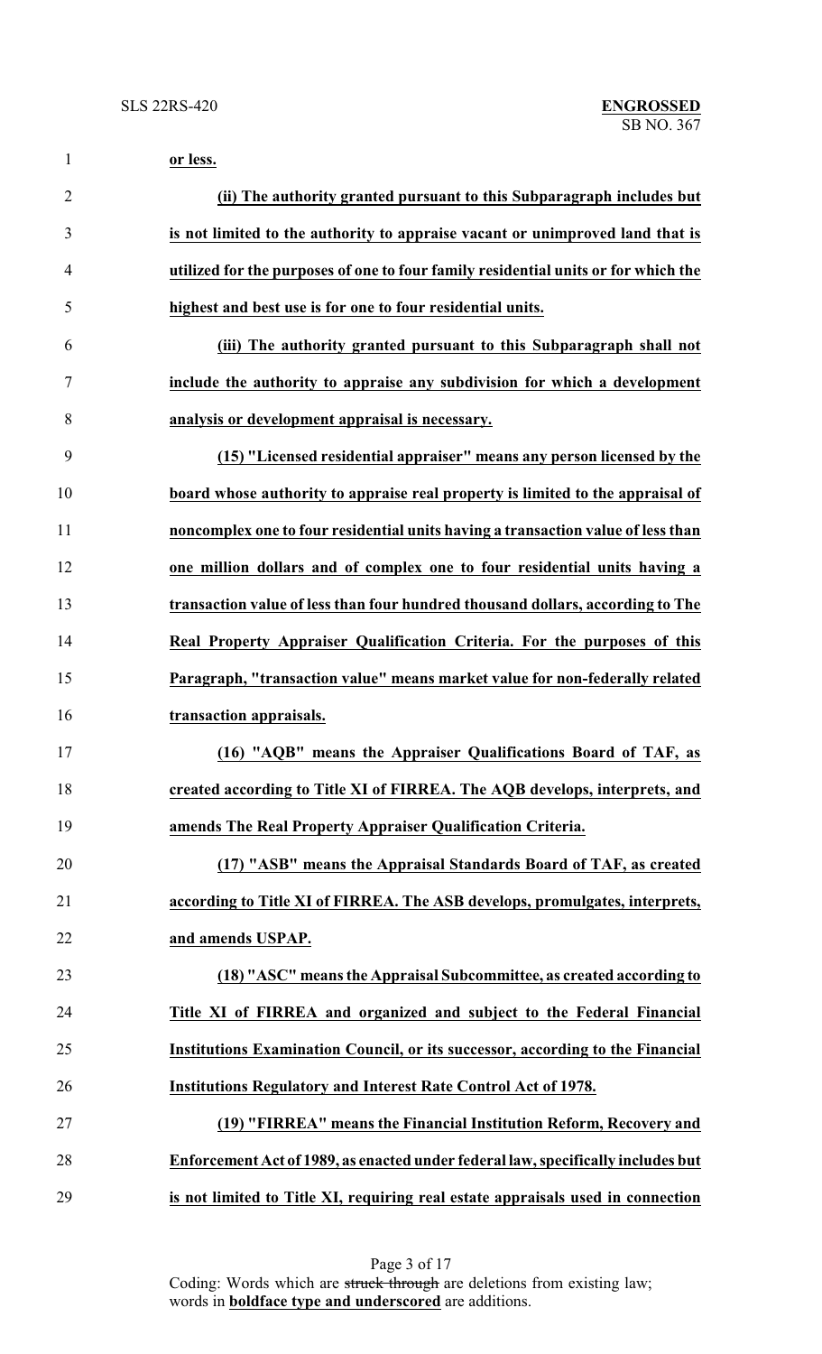**or less.**

**(ii) The authority granted pursuant to this Subparagraph includes but is not limited to the authority to appraise vacant or unimproved land that is utilized for the purposes of one to four family residential units or for which the highest and best use is for one to four residential units.**

**(iii) The authority granted pursuant to this Subparagraph shall not include the authority to appraise any subdivision for which a development analysis or development appraisal is necessary.**

**(15) "Licensed residential appraiser" means any person licensed by the board whose authority to appraise real property is limited to the appraisal of noncomplex one to four residential units having a transaction value of less than one million dollars and of complex one to four residential units having a transaction value of less than four hundred thousand dollars, according to The Real Property Appraiser Qualification Criteria. For the purposes of this Paragraph, "transaction value" means market value for non-federally related transaction appraisals.**

**(16) "AQB" means the Appraiser Qualifications Board of TAF, as created according to Title XI of FIRREA. The AQB develops, interprets, and amends The Real Property Appraiser Qualification Criteria.**

**(17) "ASB" means the Appraisal Standards Board of TAF, as created according to Title XI of FIRREA. The ASB develops, promulgates, interprets, and amends USPAP.**

**(18) "ASC" means the Appraisal Subcommittee, as created according to Title XI of FIRREA and organized and subject to the Federal Financial Institutions Examination Council, or its successor, according to the Financial Institutions Regulatory and Interest Rate Control Act of 1978.**

**(19) "FIRREA" means the Financial Institution Reform, Recovery and Enforcement Act of 1989, as enacted under federal law, specifically includes but is not limited to Title XI, requiring real estate appraisals used in connection**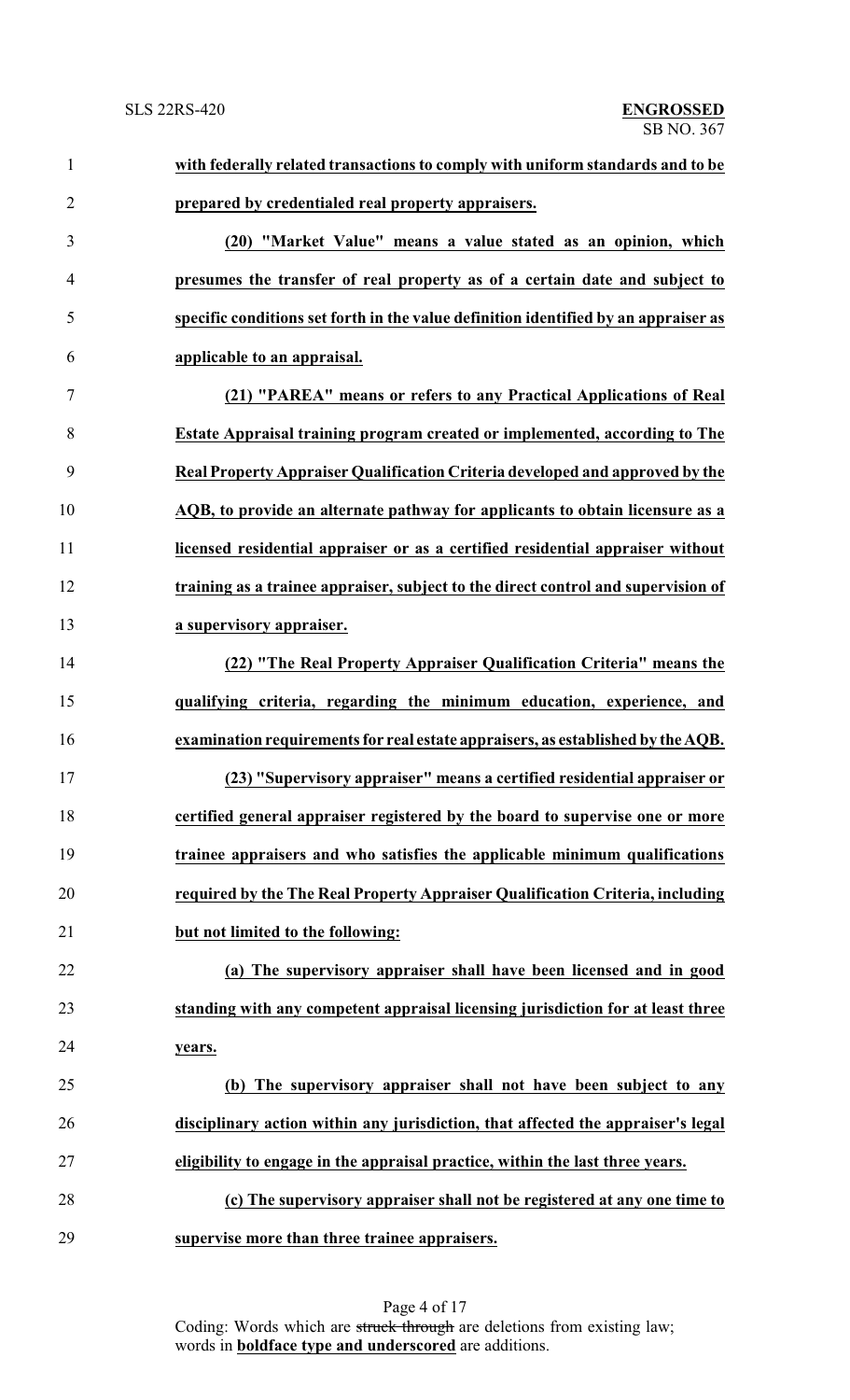**with federally related transactions to comply with uniform standards and to be prepared by credentialed real property appraisers.**

**(20) "Market Value" means a value stated as an opinion, which presumes the transfer of real property as of a certain date and subject to specific conditions set forth in the value definition identified by an appraiser as applicable to an appraisal.**

**(21) "PAREA" means or refers to any Practical Applications of Real Estate Appraisal training program created or implemented, according to The Real Property Appraiser Qualification Criteria developed and approved by the AQB, to provide an alternate pathway for applicants to obtain licensure as a licensed residential appraiser or as a certified residential appraiser without training as a trainee appraiser, subject to the direct control and supervision of a supervisory appraiser.**

**(22) "The Real Property Appraiser Qualification Criteria" means the qualifying criteria, regarding the minimum education, experience, and examination requirements for real estate appraisers, as established by the AQB.**

**(23) "Supervisory appraiser" means a certified residential appraiser or certified general appraiser registered by the board to supervise one or more trainee appraisers and who satisfies the applicable minimum qualifications required by the The Real Property Appraiser Qualification Criteria, including but not limited to the following:**

**(a) The supervisory appraiser shall have been licensed and in good standing with any competent appraisal licensing jurisdiction for at least three years.**

**(b) The supervisory appraiser shall not have been subject to any disciplinary action within any jurisdiction, that affected the appraiser's legal eligibility to engage in the appraisal practice, within the last three years.**

**(c) The supervisory appraiser shall not be registered at any one time to supervise more than three trainee appraisers.**

Coding: Words which are ~~struck through~~ are deletions from existing law; words in **boldface type and underscored** are additions.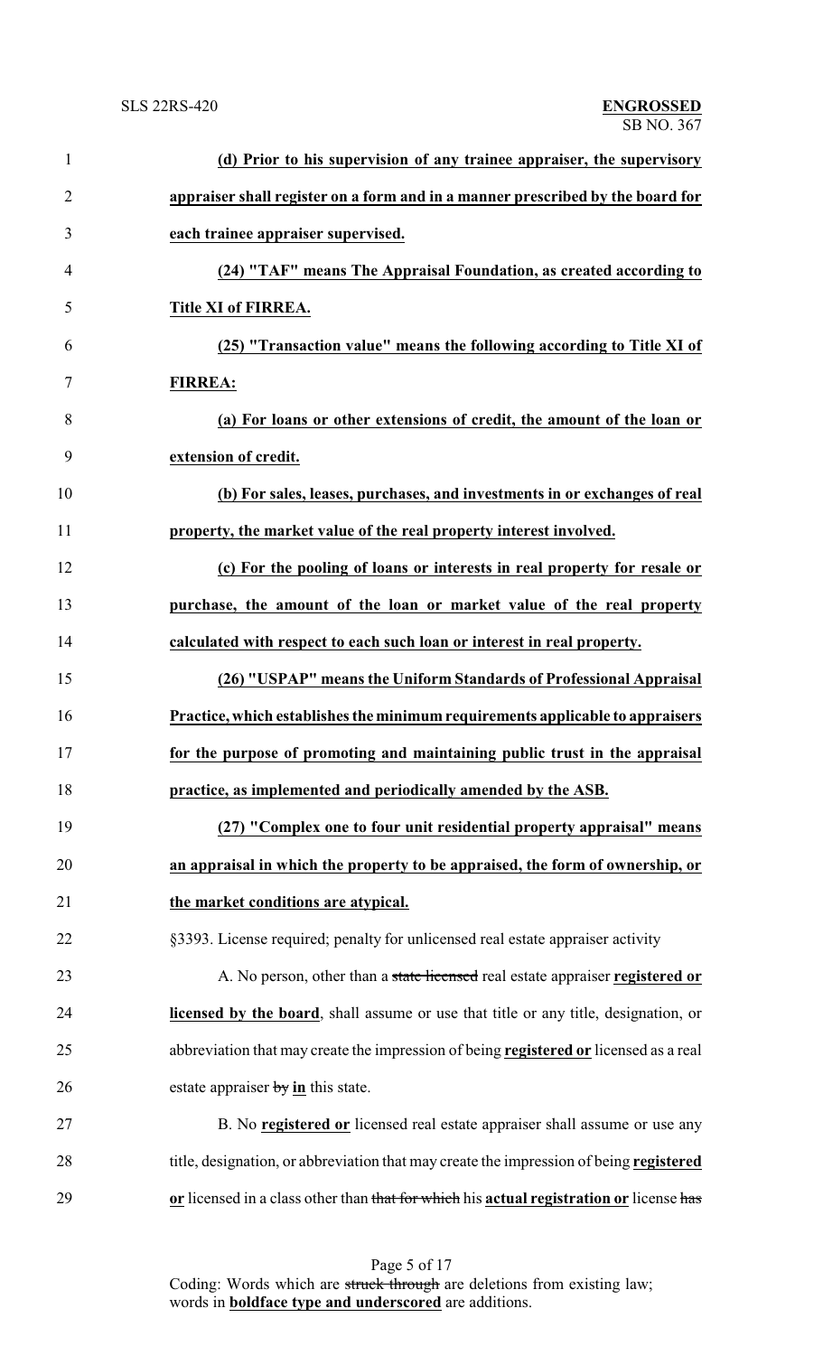**(d) Prior to his supervision of any trainee appraiser, the supervisory appraiser shall register on a form and in a manner prescribed by the board for each trainee appraiser supervised.**

**(24) "TAF" means The Appraisal Foundation, as created according to Title XI of FIRREA.**

**(25) "Transaction value" means the following according to Title XI of FIRREA:**

**(a) For loans or other extensions of credit, the amount of the loan or extension of credit.**

**(b) For sales, leases, purchases, and investments in or exchanges of real property, the market value of the real property interest involved.**

**(c) For the pooling of loans or interests in real property for resale or purchase, the amount of the loan or market value of the real property calculated with respect to each such loan or interest in real property.**

**(26) "USPAP" means the Uniform Standards of Professional Appraisal Practice, which establishes the minimum requirements applicable to appraisers for the purpose of promoting and maintaining public trust in the appraisal practice, as implemented and periodically amended by the ASB.**

**(27) "Complex one to four unit residential property appraisal" means an appraisal in which the property to be appraised, the form of ownership, or the market conditions are atypical.**

§3393. License required; penalty for unlicensed real estate appraiser activity

A. No person, other than a ~~state licensed~~ real estate appraiser **registered or licensed by the board**, shall assume or use that title or any title, designation, or abbreviation that may create the impression of being **registered or** licensed as a real estate appraiser ~~by~~ **in** this state.

B. No **registered or** licensed real estate appraiser shall assume or use any title, designation, or abbreviation that may create the impression of being **registered or** licensed in a class other than ~~that for which~~ his **actual registration or** license ~~has~~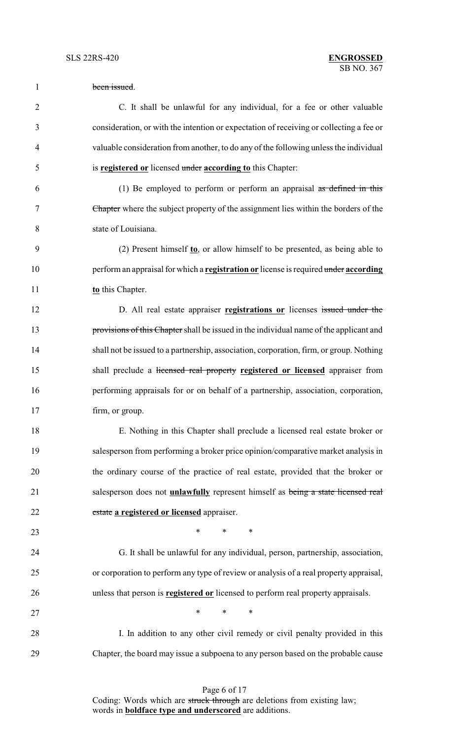~~been issued~~.

C. It shall be unlawful for any individual, for a fee or other valuable consideration, or with the intention or expectation of receiving or collecting a fee or valuable consideration from another, to do any of the following unless the individual is **registered or** licensed ~~under~~ **according to** this Chapter:

(1) Be employed to perform or perform an appraisal ~~as defined in this Chapter~~ where the subject property of the assignment lies within the borders of the state of Louisiana.

(2) Present himself **to**, or allow himself to be presented, as being able to perform an appraisal for which a **registration or** license is required ~~under~~ **according to** this Chapter.

D. All real estate appraiser **registrations or** licenses ~~issued under the provisions of this Chapter~~ shall be issued in the individual name of the applicant and shall not be issued to a partnership, association, corporation, firm, or group. Nothing shall preclude a ~~licensed real property~~ **registered or licensed** appraiser from performing appraisals for or on behalf of a partnership, association, corporation, firm, or group.

E. Nothing in this Chapter shall preclude a licensed real estate broker or salesperson from performing a broker price opinion/comparative market analysis in the ordinary course of the practice of real estate, provided that the broker or salesperson does not **unlawfully** represent himself as ~~being a state licensed real estate~~ **a registered or licensed** appraiser.

\* \* \*

G. It shall be unlawful for any individual, person, partnership, association, or corporation to perform any type of review or analysis of a real property appraisal, unless that person is **registered or** licensed to perform real property appraisals.

\* \* \*

I. In addition to any other civil remedy or civil penalty provided in this Chapter, the board may issue a subpoena to any person based on the probable cause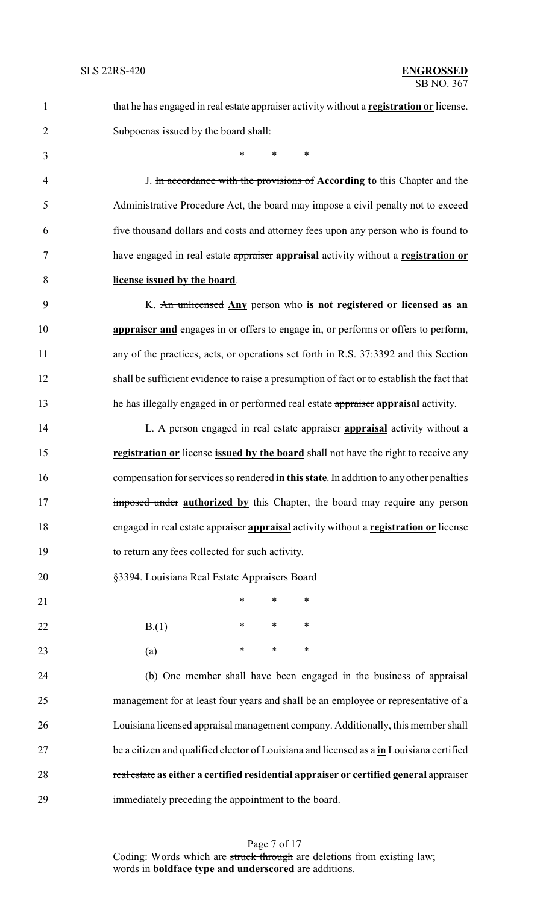that he has engaged in real estate appraiser activity without a **registration or** license. Subpoenas issued by the board shall:

\* \* \*

J. ~~In accordance with the provisions of~~ **According to** this Chapter and the Administrative Procedure Act, the board may impose a civil penalty not to exceed five thousand dollars and costs and attorney fees upon any person who is found to have engaged in real estate ~~appraiser~~ **appraisal** activity without a **registration or license issued by the board**.

K. ~~An unlicensed~~ **Any** person who **is not registered or licensed as an appraiser and** engages in or offers to engage in, or performs or offers to perform, any of the practices, acts, or operations set forth in R.S. 37:3392 and this Section shall be sufficient evidence to raise a presumption of fact or to establish the fact that he has illegally engaged in or performed real estate ~~appraiser~~ **appraisal** activity.

L. A person engaged in real estate ~~appraiser~~ **appraisal** activity without a **registration or** license **issued by the board** shall not have the right to receive any compensation for services so rendered **in this state**. In addition to any other penalties ~~imposed under~~ **authorized by** this Chapter, the board may require any person engaged in real estate ~~appraiser~~ **appraisal** activity without a **registration or** license to return any fees collected for such activity.

§3394. Louisiana Real Estate Appraisers Board

\* \* \*

B.(1) \* \* \*

(a) \* \* \*

(b) One member shall have been engaged in the business of appraisal management for at least four years and shall be an employee or representative of a Louisiana licensed appraisal management company. Additionally, this member shall be a citizen and qualified elector of Louisiana and licensed ~~as a~~ **in** Louisiana ~~certified real estate~~ **as either a certified residential appraiser or certified general** appraiser immediately preceding the appointment to the board.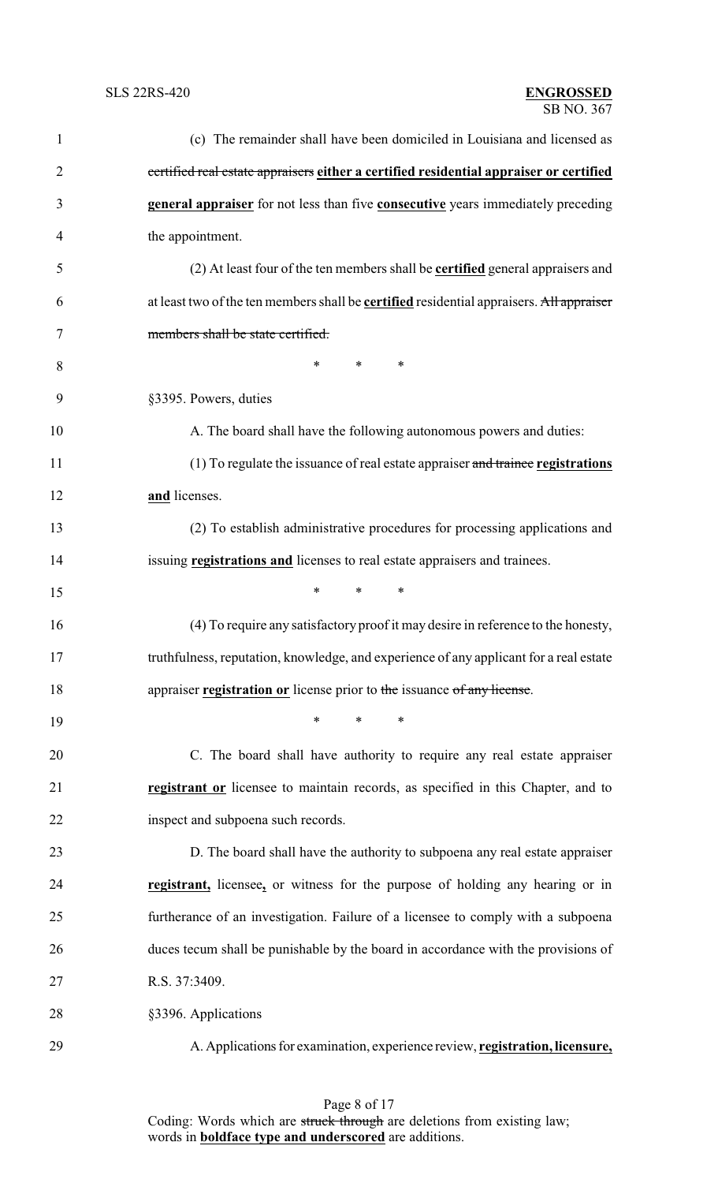(c) The remainder shall have been domiciled in Louisiana and licensed as ~~certified real estate appraisers~~ **either a certified residential appraiser or certified general appraiser** for not less than five **consecutive** years immediately preceding the appointment.

(2) At least four of the ten members shall be **certified** general appraisers and at least two of the ten members shall be **certified** residential appraisers. ~~All appraiser members shall be state certified.~~

\* \* \*

§3395. Powers, duties

A. The board shall have the following autonomous powers and duties:

(1) To regulate the issuance of real estate appraiser ~~and trainee~~ **registrations and** licenses.

(2) To establish administrative procedures for processing applications and issuing **registrations and** licenses to real estate appraisers and trainees.

\* \* \*

(4) To require any satisfactory proof it may desire in reference to the honesty, truthfulness, reputation, knowledge, and experience of any applicant for a real estate appraiser **registration or** license prior to ~~the~~ issuance ~~of any license~~.

\* \* \*

C. The board shall have authority to require any real estate appraiser **registrant or** licensee to maintain records, as specified in this Chapter, and to inspect and subpoena such records.

D. The board shall have the authority to subpoena any real estate appraiser **registrant,** licensee**,** or witness for the purpose of holding any hearing or in furtherance of an investigation. Failure of a licensee to comply with a subpoena duces tecum shall be punishable by the board in accordance with the provisions of R.S. 37:3409.

§3396. Applications

A. Applications for examination, experience review, **registration, licensure,**

Coding: Words which are ~~struck through~~ are deletions from existing law; words in **boldface type and underscored** are additions.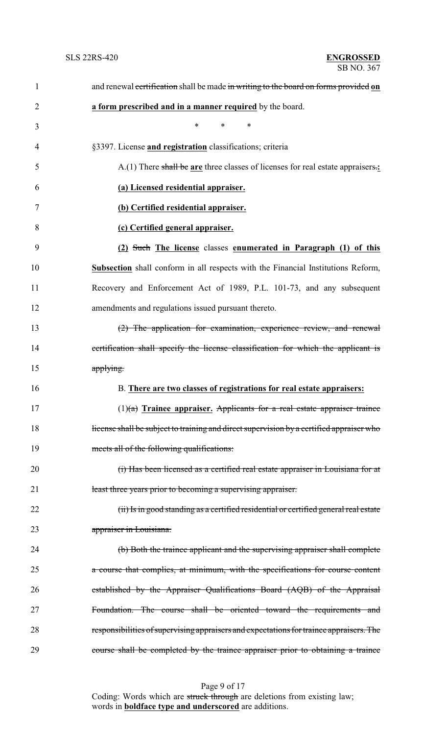and renewal ~~certification~~ shall be made ~~in writing to the board on forms provided~~ **on a form prescribed and in a manner required** by the board.

\*        \*        \*

§3397. License **and registration** classifications; criteria

A.(1) There ~~shall be~~ **are** three classes of licenses for real estate appraisers~~.~~**:**

**(a) Licensed residential appraiser.**

**(b) Certified residential appraiser.**

**(c) Certified general appraiser.**

**(2)** ~~Such~~ **The license** classes **enumerated in Paragraph (1) of this Subsection** shall conform in all respects with the Financial Institutions Reform, Recovery and Enforcement Act of 1989, P.L. 101-73, and any subsequent amendments and regulations issued pursuant thereto.

~~(2) The application for examination, experience review, and renewal certification shall specify the license classification for which the applicant is applying.~~

B. **There are two classes of registrations for real estate appraisers:**

(1)~~(a)~~ **Trainee appraiser.** ~~Applicants for a real estate appraiser trainee license shall be subject to training and direct supervision by a certified appraiser who meets all of the following qualifications:~~

~~(i) Has been licensed as a certified real estate appraiser in Louisiana for at least three years prior to becoming a supervising appraiser.~~

~~(ii) Is in good standing as a certified residential or certified general real estate appraiser in Louisiana.~~

~~(b) Both the trainee applicant and the supervising appraiser shall complete a course that complies, at minimum, with the specifications for course content established by the Appraiser Qualifications Board (AQB) of the Appraisal Foundation. The course shall be oriented toward the requirements and responsibilities of supervising appraisers and expectations for trainee appraisers. The course shall be completed by the trainee appraiser prior to obtaining a trainee~~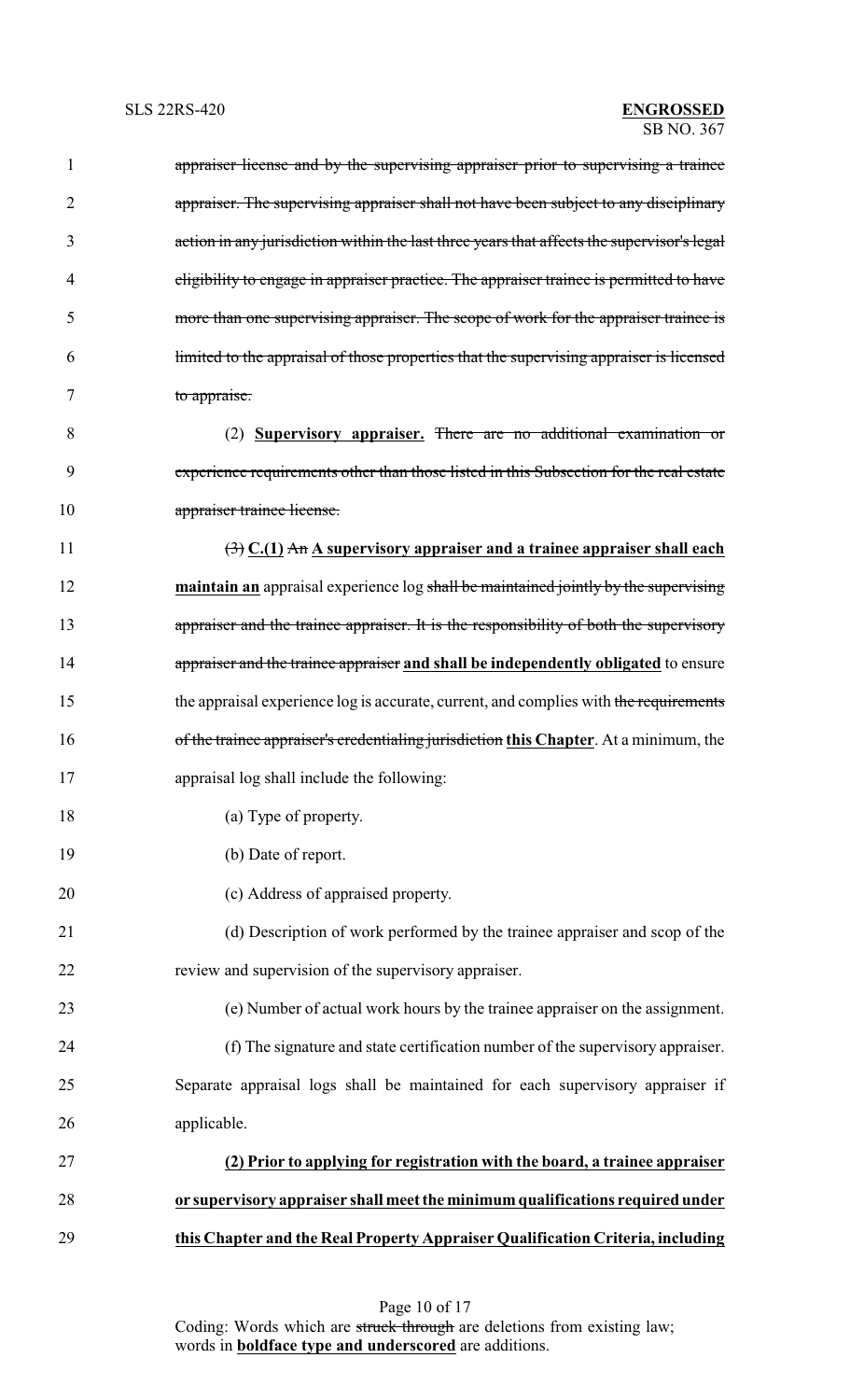~~appraiser license and by the supervising appraiser prior to supervising a trainee appraiser. The supervising appraiser shall not have been subject to any disciplinary action in any jurisdiction within the last three years that affects the supervisor's legal eligibility to engage in appraiser practice. The appraiser trainee is permitted to have more than one supervising appraiser. The scope of work for the appraiser trainee is limited to the appraisal of those properties that the supervising appraiser is licensed to appraise.~~

(2) **Supervisory appraiser.** ~~There are no additional examination or experience requirements other than those listed in this Subsection for the real estate appraiser trainee license.~~

~~(3)~~ **C.(1)** ~~An~~ **A supervisory appraiser and a trainee appraiser shall each maintain an** appraisal experience log ~~shall be maintained jointly by the supervising appraiser and the trainee appraiser. It is the responsibility of both the supervisory appraiser and the trainee appraiser~~ **and shall be independently obligated** to ensure the appraisal experience log is accurate, current, and complies with ~~the requirements of the trainee appraiser's credentialing jurisdiction~~ **this Chapter**. At a minimum, the appraisal log shall include the following:

(a) Type of property.

(b) Date of report.

(c) Address of appraised property.

(d) Description of work performed by the trainee appraiser and scop of the review and supervision of the supervisory appraiser.

(e) Number of actual work hours by the trainee appraiser on the assignment.

(f) The signature and state certification number of the supervisory appraiser. Separate appraisal logs shall be maintained for each supervisory appraiser if applicable.

**(2) Prior to applying for registration with the board, a trainee appraiser or supervisory appraiser shall meet the minimum qualifications required under this Chapter and the Real Property Appraiser Qualification Criteria, including**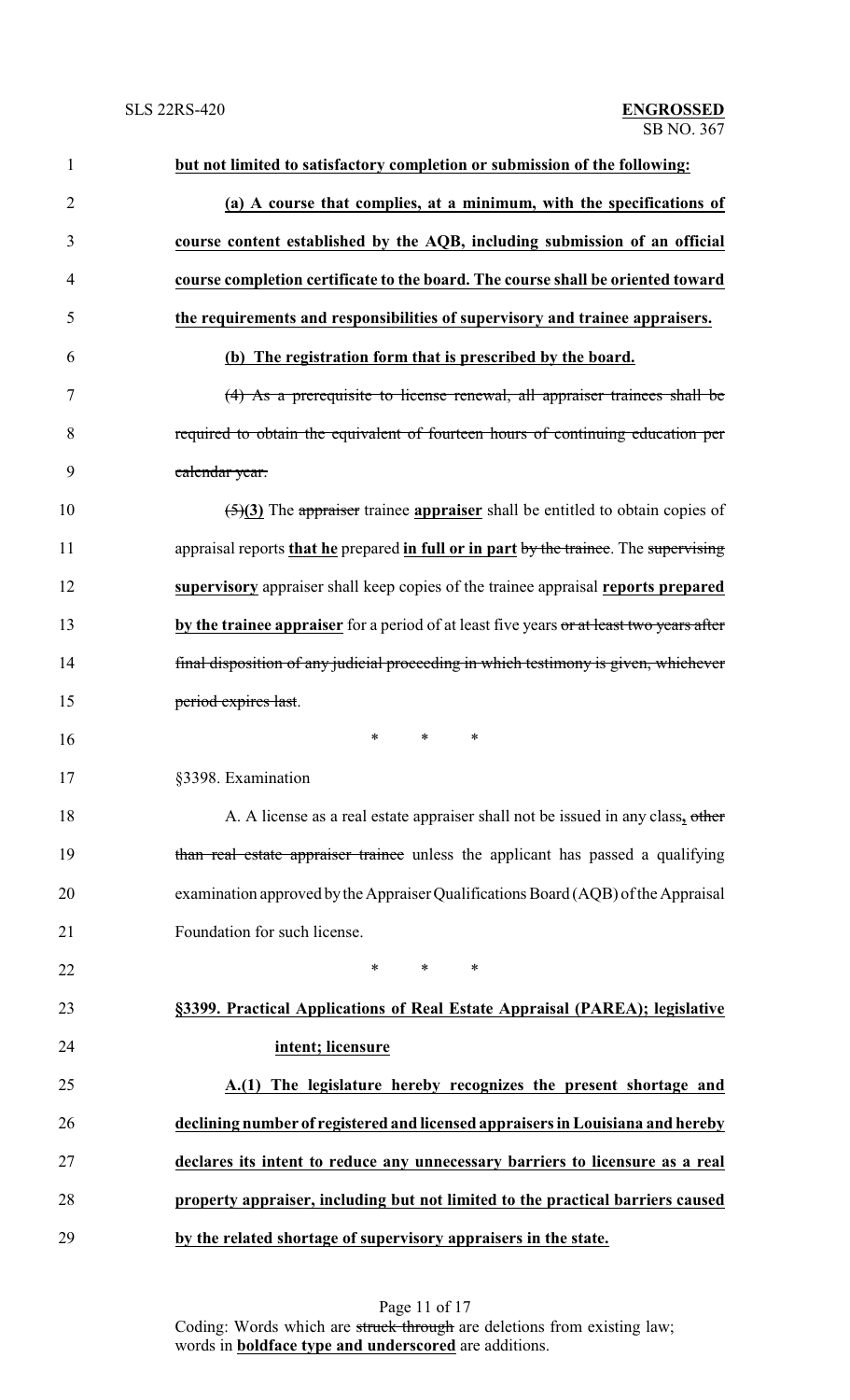**but not limited to satisfactory completion or submission of the following:**

**(a) A course that complies, at a minimum, with the specifications of course content established by the AQB, including submission of an official course completion certificate to the board. The course shall be oriented toward the requirements and responsibilities of supervisory and trainee appraisers.**

**(b) The registration form that is prescribed by the board.**

~~(4) As a prerequisite to license renewal, all appraiser trainees shall be required to obtain the equivalent of fourteen hours of continuing education per calendar year.~~

~~(5)~~**(3)** The ~~appraiser~~ trainee **appraiser** shall be entitled to obtain copies of appraisal reports **that he** prepared **in full or in part** ~~by the trainee~~. The ~~supervising~~ **supervisory** appraiser shall keep copies of the trainee appraisal **reports prepared by the trainee appraiser** for a period of at least five years ~~or at least two years after final disposition of any judicial proceeding in which testimony is given, whichever period expires last~~.

\* \* \*

§3398. Examination

A. A license as a real estate appraiser shall not be issued in any class**,** ~~other than real estate appraiser trainee~~ unless the applicant has passed a qualifying examination approved by the Appraiser Qualifications Board (AQB) of the Appraisal Foundation for such license.

\* \* \*

**§3399. Practical Applications of Real Estate Appraisal (PAREA); legislative intent; licensure**

**A.(1) The legislature hereby recognizes the present shortage and declining number of registered and licensed appraisers in Louisiana and hereby declares its intent to reduce any unnecessary barriers to licensure as a real property appraiser, including but not limited to the practical barriers caused by the related shortage of supervisory appraisers in the state.**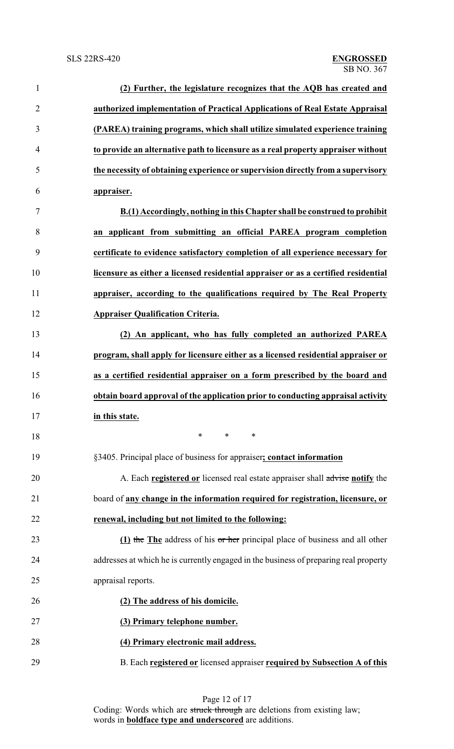**(2) Further, the legislature recognizes that the AQB has created and authorized implementation of Practical Applications of Real Estate Appraisal (PAREA) training programs, which shall utilize simulated experience training to provide an alternative path to licensure as a real property appraiser without the necessity of obtaining experience or supervision directly from a supervisory appraiser.**

**B.(1) Accordingly, nothing in this Chapter shall be construed to prohibit an applicant from submitting an official PAREA program completion certificate to evidence satisfactory completion of all experience necessary for licensure as either a licensed residential appraiser or as a certified residential appraiser, according to the qualifications required by The Real Property Appraiser Qualification Criteria.**

**(2) An applicant, who has fully completed an authorized PAREA program, shall apply for licensure either as a licensed residential appraiser or as a certified residential appraiser on a form prescribed by the board and obtain board approval of the application prior to conducting appraisal activity in this state.**

\* \* \*

§3405. Principal place of business for appraiser**; contact information**

A. Each **registered or** licensed real estate appraiser shall ~~advise~~ **notify** the board of **any change in the information required for registration, licensure, or renewal, including but not limited to the following:**

**(1)** ~~the~~ **The** address of his ~~or her~~ principal place of business and all other addresses at which he is currently engaged in the business of preparing real property appraisal reports.

**(2) The address of his domicile.**

**(3) Primary telephone number.**

**(4) Primary electronic mail address.**

B. Each **registered or** licensed appraiser **required by Subsection A of this**

Coding: Words which are ~~struck through~~ are deletions from existing law; words in **boldface type and underscored** are additions.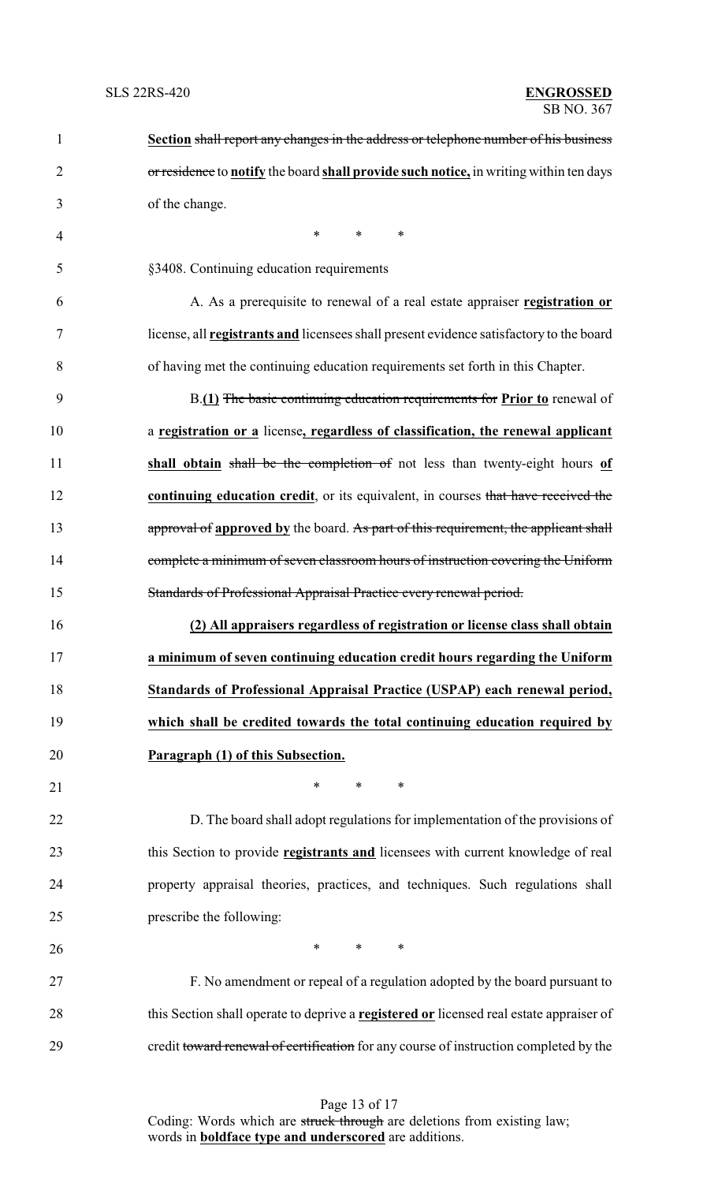**Section** ~~shall report any changes in the address or telephone number of his business or residence~~ to **notify** the board **shall provide such notice,** in writing within ten days of the change.

\* \* \*

§3408. Continuing education requirements

A. As a prerequisite to renewal of a real estate appraiser **registration or** license, all **registrants and** licensees shall present evidence satisfactory to the board of having met the continuing education requirements set forth in this Chapter.

B.**(1)** ~~The basic continuing education requirements for~~ **Prior to** renewal of a **registration or a** license**, regardless of classification, the renewal applicant shall obtain** ~~shall be the completion of~~ not less than twenty-eight hours **of continuing education credit**, or its equivalent, in courses ~~that have received the approval of~~ **approved by** the board. ~~As part of this requirement, the applicant shall complete a minimum of seven classroom hours of instruction covering the Uniform Standards of Professional Appraisal Practice every renewal period.~~

**(2) All appraisers regardless of registration or license class shall obtain a minimum of seven continuing education credit hours regarding the Uniform Standards of Professional Appraisal Practice (USPAP) each renewal period, which shall be credited towards the total continuing education required by Paragraph (1) of this Subsection.**

\* \* \*

D. The board shall adopt regulations for implementation of the provisions of this Section to provide **registrants and** licensees with current knowledge of real property appraisal theories, practices, and techniques. Such regulations shall prescribe the following:

\* \* \*

F. No amendment or repeal of a regulation adopted by the board pursuant to this Section shall operate to deprive a **registered or** licensed real estate appraiser of credit ~~toward renewal of certification~~ for any course of instruction completed by the

Coding: Words which are ~~struck through~~ are deletions from existing law; words in **boldface type and underscored** are additions.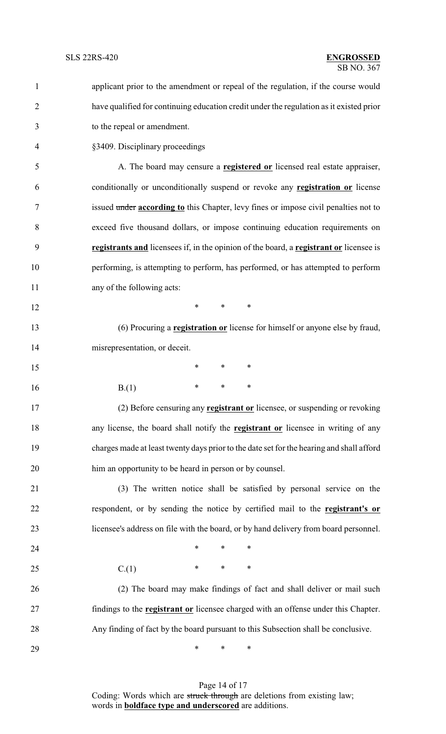applicant prior to the amendment or repeal of the regulation, if the course would have qualified for continuing education credit under the regulation as it existed prior to the repeal or amendment.

§3409. Disciplinary proceedings

A. The board may censure a **registered or** licensed real estate appraiser, conditionally or unconditionally suspend or revoke any **registration or** license issued ~~under~~ **according to** this Chapter, levy fines or impose civil penalties not to exceed five thousand dollars, or impose continuing education requirements on **registrants and** licensees if, in the opinion of the board, a **registrant or** licensee is performing, is attempting to perform, has performed, or has attempted to perform any of the following acts:

\* \* \*

(6) Procuring a **registration or** license for himself or anyone else by fraud, misrepresentation, or deceit.

\* \* \*

B.(1) \* \* \*

(2) Before censuring any **registrant or** licensee, or suspending or revoking any license, the board shall notify the **registrant or** licensee in writing of any charges made at least twenty days prior to the date set for the hearing and shall afford him an opportunity to be heard in person or by counsel.

(3) The written notice shall be satisfied by personal service on the respondent, or by sending the notice by certified mail to the **registrant's or** licensee's address on file with the board, or by hand delivery from board personnel.

\* \* \*

C.(1) \* \* \*

(2) The board may make findings of fact and shall deliver or mail such findings to the **registrant or** licensee charged with an offense under this Chapter. Any finding of fact by the board pursuant to this Subsection shall be conclusive.

\* \* \*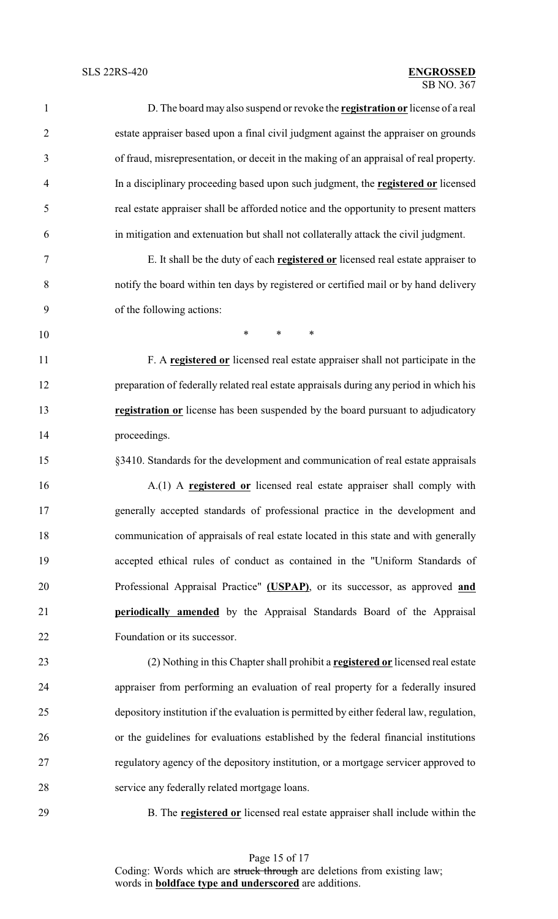D. The board may also suspend or revoke the **registration or** license of a real estate appraiser based upon a final civil judgment against the appraiser on grounds of fraud, misrepresentation, or deceit in the making of an appraisal of real property. In a disciplinary proceeding based upon such judgment, the **registered or** licensed real estate appraiser shall be afforded notice and the opportunity to present matters in mitigation and extenuation but shall not collaterally attack the civil judgment.

E. It shall be the duty of each **registered or** licensed real estate appraiser to notify the board within ten days by registered or certified mail or by hand delivery of the following actions:

\* \* \*

F. A **registered or** licensed real estate appraiser shall not participate in the preparation of federally related real estate appraisals during any period in which his **registration or** license has been suspended by the board pursuant to adjudicatory proceedings.

§3410. Standards for the development and communication of real estate appraisals

A.(1) A **registered or** licensed real estate appraiser shall comply with generally accepted standards of professional practice in the development and communication of appraisals of real estate located in this state and with generally accepted ethical rules of conduct as contained in the "Uniform Standards of Professional Appraisal Practice" **(USPAP)**, or its successor, as approved **and periodically amended** by the Appraisal Standards Board of the Appraisal Foundation or its successor.

(2) Nothing in this Chapter shall prohibit a **registered or** licensed real estate appraiser from performing an evaluation of real property for a federally insured depository institution if the evaluation is permitted by either federal law, regulation, or the guidelines for evaluations established by the federal financial institutions regulatory agency of the depository institution, or a mortgage servicer approved to service any federally related mortgage loans.

B. The **registered or** licensed real estate appraiser shall include within the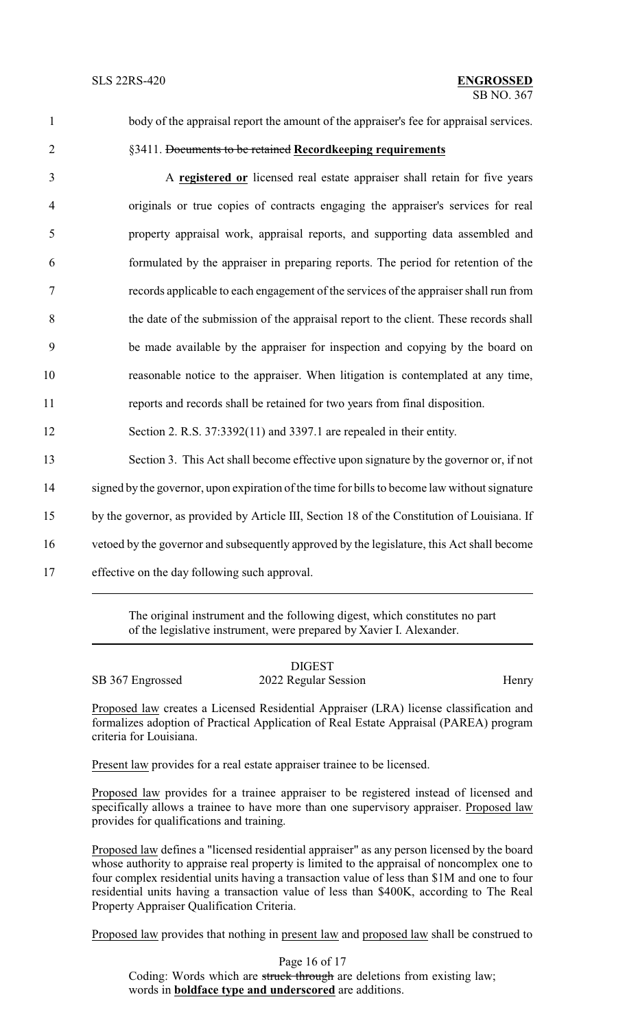body of the appraisal report the amount of the appraiser's fee for appraisal services.

§3411. ~~Documents to be retained~~ **Recordkeeping requirements**

A **registered or** licensed real estate appraiser shall retain for five years originals or true copies of contracts engaging the appraiser's services for real property appraisal work, appraisal reports, and supporting data assembled and formulated by the appraiser in preparing reports. The period for retention of the records applicable to each engagement of the services of the appraiser shall run from the date of the submission of the appraisal report to the client. These records shall be made available by the appraiser for inspection and copying by the board on reasonable notice to the appraiser. When litigation is contemplated at any time, reports and records shall be retained for two years from final disposition.

Section 2. R.S. 37:3392(11) and 3397.1 are repealed in their entity.

Section 3. This Act shall become effective upon signature by the governor or, if not signed by the governor, upon expiration of the time for bills to become law without signature by the governor, as provided by Article III, Section 18 of the Constitution of Louisiana. If vetoed by the governor and subsequently approved by the legislature, this Act shall become effective on the day following such approval.

---

The original instrument and the following digest, which constitutes no part of the legislative instrument, were prepared by Xavier I. Alexander.

DIGEST

SB 367 Engrossed — 2022 Regular Session — Henry

Proposed law creates a Licensed Residential Appraiser (LRA) license classification and formalizes adoption of Practical Application of Real Estate Appraisal (PAREA) program criteria for Louisiana.

Present law provides for a real estate appraiser trainee to be licensed.

Proposed law provides for a trainee appraiser to be registered instead of licensed and specifically allows a trainee to have more than one supervisory appraiser. Proposed law provides for qualifications and training.

Proposed law defines a "licensed residential appraiser" as any person licensed by the board whose authority to appraise real property is limited to the appraisal of noncomplex one to four complex residential units having a transaction value of less than $1M and one to four residential units having a transaction value of less than $400K, according to The Real Property Appraiser Qualification Criteria.

Proposed law provides that nothing in present law and proposed law shall be construed to

Coding: Words which are ~~struck through~~ are deletions from existing law; words in **boldface type and underscored** are additions.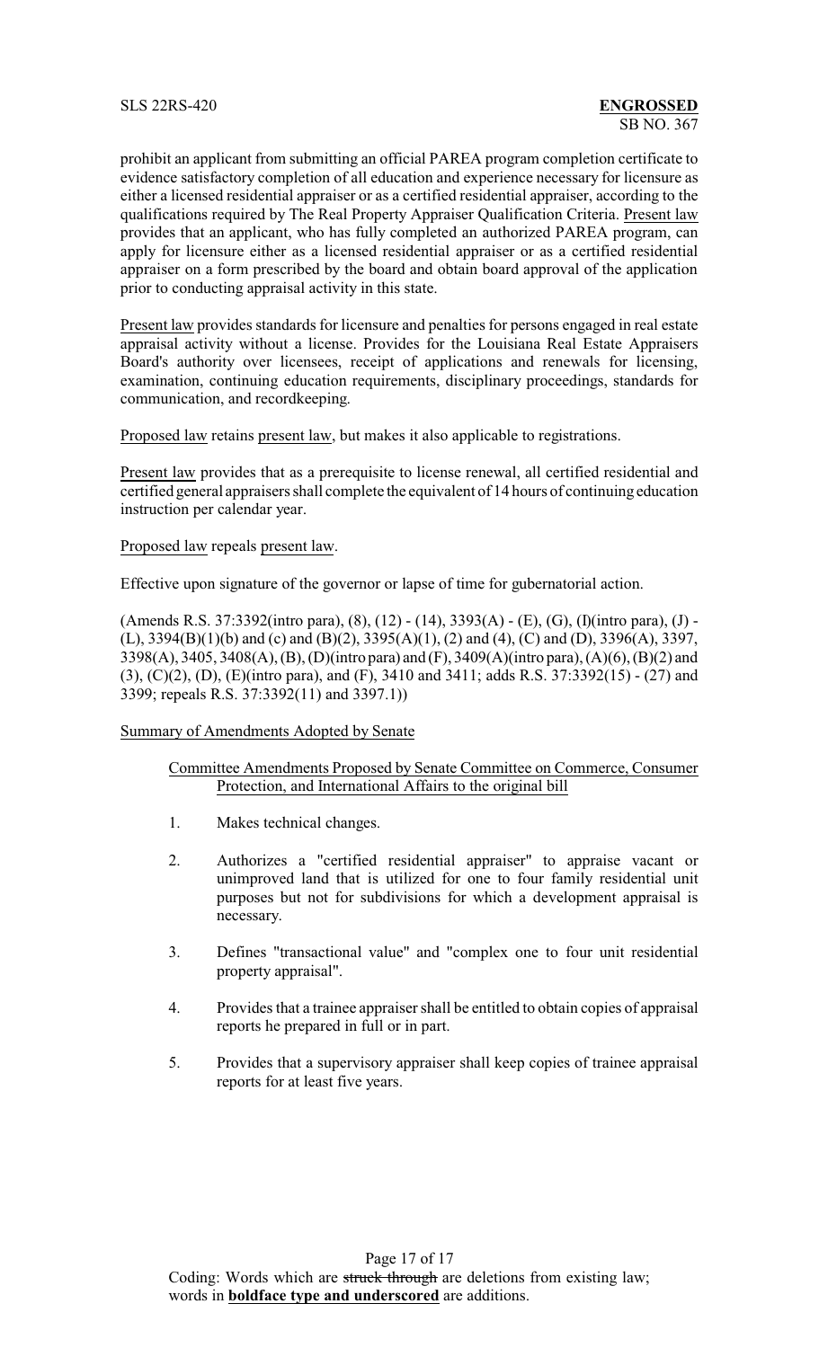prohibit an applicant from submitting an official PAREA program completion certificate to evidence satisfactory completion of all education and experience necessary for licensure as either a licensed residential appraiser or as a certified residential appraiser, according to the qualifications required by The Real Property Appraiser Qualification Criteria. Present law provides that an applicant, who has fully completed an authorized PAREA program, can apply for licensure either as a licensed residential appraiser or as a certified residential appraiser on a form prescribed by the board and obtain board approval of the application prior to conducting appraisal activity in this state.

Present law provides standards for licensure and penalties for persons engaged in real estate appraisal activity without a license. Provides for the Louisiana Real Estate Appraisers Board's authority over licensees, receipt of applications and renewals for licensing, examination, continuing education requirements, disciplinary proceedings, standards for communication, and recordkeeping.

Proposed law retains present law, but makes it also applicable to registrations.

Present law provides that as a prerequisite to license renewal, all certified residential and certified general appraisers shall complete the equivalent of 14 hours of continuing education instruction per calendar year.

Proposed law repeals present law.

Effective upon signature of the governor or lapse of time for gubernatorial action.

(Amends R.S. 37:3392(intro para), (8), (12) - (14), 3393(A) - (E), (G), (I)(intro para), (J) - (L), 3394(B)(1)(b) and (c) and (B)(2), 3395(A)(1), (2) and (4), (C) and (D), 3396(A), 3397, 3398(A), 3405, 3408(A), (B), (D)(intro para) and (F), 3409(A)(intro para), (A)(6), (B)(2) and (3), (C)(2), (D), (E)(intro para), and (F), 3410 and 3411; adds R.S. 37:3392(15) - (27) and 3399; repeals R.S. 37:3392(11) and 3397.1))

Summary of Amendments Adopted by Senate

Committee Amendments Proposed by Senate Committee on Commerce, Consumer Protection, and International Affairs to the original bill

1. Makes technical changes.
2. Authorizes a "certified residential appraiser" to appraise vacant or unimproved land that is utilized for one to four family residential unit purposes but not for subdivisions for which a development appraisal is necessary.
3. Defines "transactional value" and "complex one to four unit residential property appraisal".
4. Provides that a trainee appraiser shall be entitled to obtain copies of appraisal reports he prepared in full or in part.
5. Provides that a supervisory appraiser shall keep copies of trainee appraisal reports for at least five years.